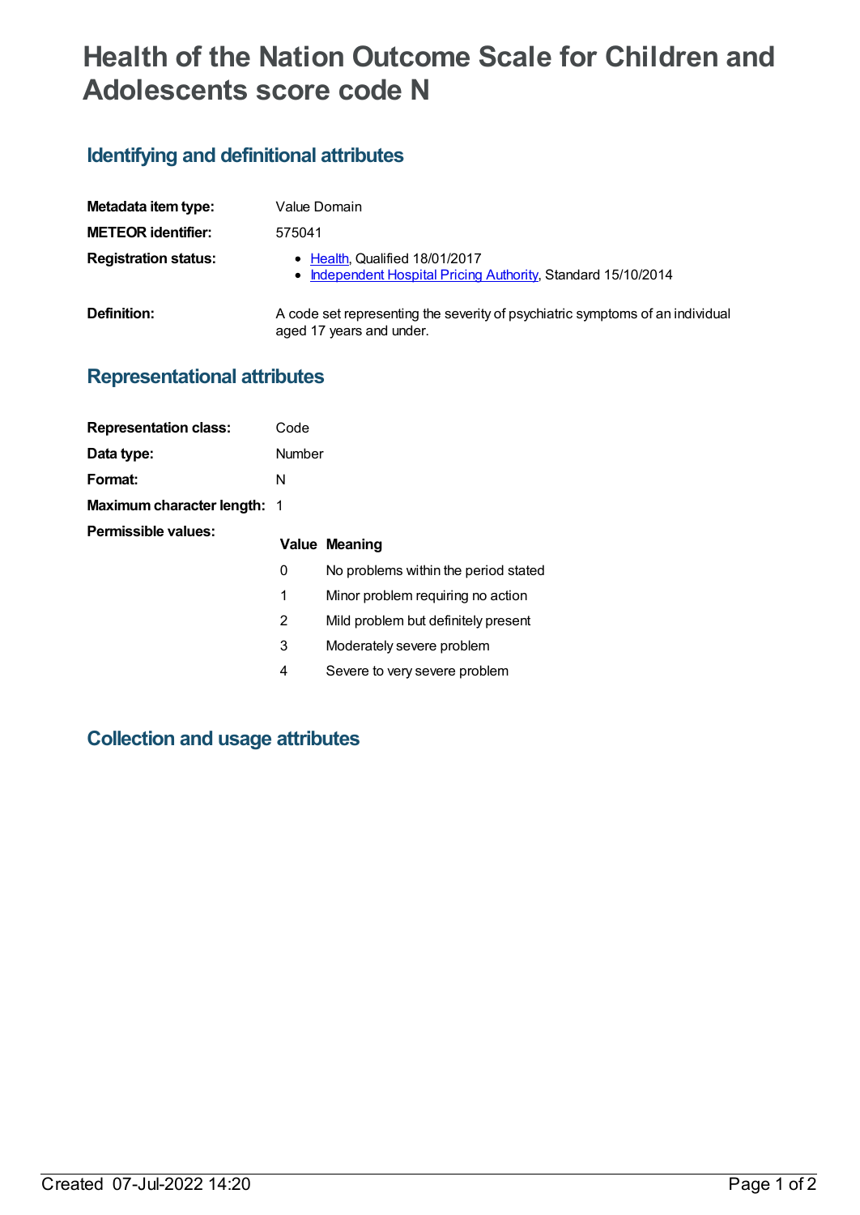# Health of the Nation Outcome Scale for Children and Adolescents score code N

## Identifying and definitional attributes

| | |
|---|---|
| **Metadata item type:** | Value Domain |
| **METEOR identifier:** | 575041 |
| **Registration status:** | • Health, Qualified 18/01/2017<br>• Independent Hospital Pricing Authority, Standard 15/10/2014 |
| **Definition:** | A code set representing the severity of psychiatric symptoms of an individual aged 17 years and under. |

## Representational attributes

| | |
|---|---|
| **Representation class:** | Code |
| **Data type:** | Number |
| **Format:** | N |
| **Maximum character length:** | 1 |

**Permissible values:**

| Value | Meaning |
|---|---|
| 0 | No problems within the period stated |
| 1 | Minor problem requiring no action |
| 2 | Mild problem but definitely present |
| 3 | Moderately severe problem |
| 4 | Severe to very severe problem |

## Collection and usage attributes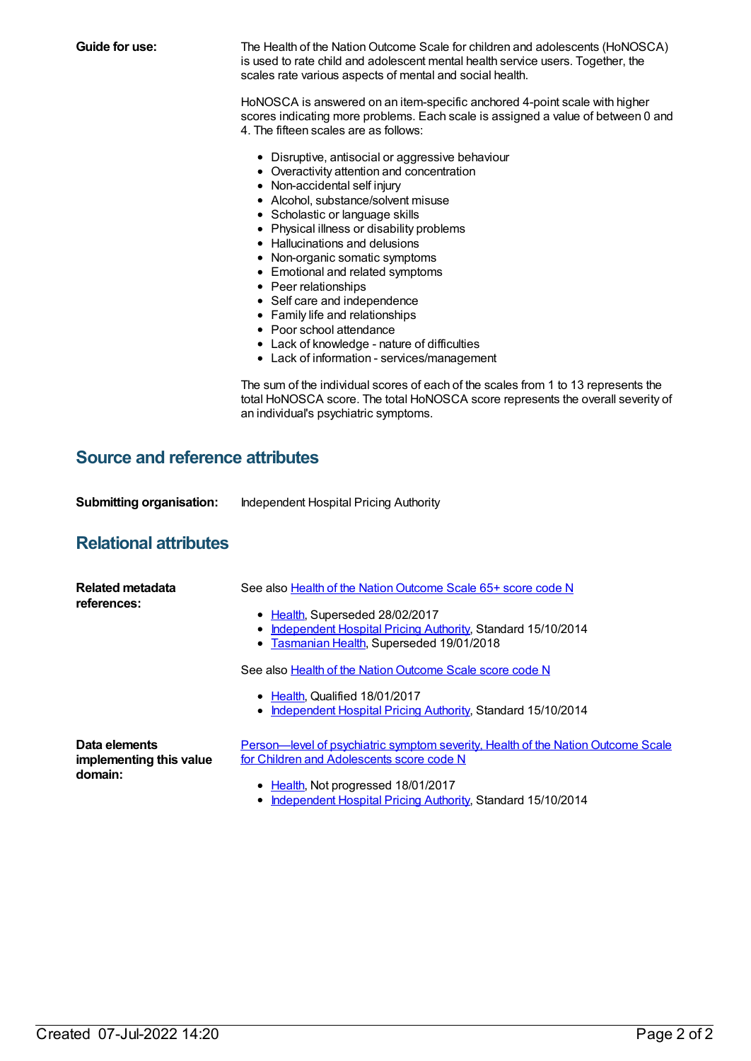**Guide for use:**

The Health of the Nation Outcome Scale for children and adolescents (HoNOSCA) is used to rate child and adolescent mental health service users. Together, the scales rate various aspects of mental and social health.

HoNOSCA is answered on an item-specific anchored 4-point scale with higher scores indicating more problems. Each scale is assigned a value of between 0 and 4. The fifteen scales are as follows:

- Disruptive, antisocial or aggressive behaviour
- Overactivity attention and concentration
- Non-accidental self injury
- Alcohol, substance/solvent misuse
- Scholastic or language skills
- Physical illness or disability problems
- Hallucinations and delusions
- Non-organic somatic symptoms
- Emotional and related symptoms
- Peer relationships
- Self care and independence
- Family life and relationships
- Poor school attendance
- Lack of knowledge - nature of difficulties
- Lack of information - services/management

The sum of the individual scores of each of the scales from 1 to 13 represents the total HoNOSCA score. The total HoNOSCA score represents the overall severity of an individual's psychiatric symptoms.

## Source and reference attributes

**Submitting organisation:** Independent Hospital Pricing Authority

## Relational attributes

**Related metadata references:**

See also Health of the Nation Outcome Scale 65+ score code N

- Health, Superseded 28/02/2017
- Independent Hospital Pricing Authority, Standard 15/10/2014
- Tasmanian Health, Superseded 19/01/2018

See also Health of the Nation Outcome Scale score code N

- Health, Qualified 18/01/2017
- Independent Hospital Pricing Authority, Standard 15/10/2014

**Data elements implementing this value domain:**

Person—level of psychiatric symptom severity, Health of the Nation Outcome Scale for Children and Adolescents score code N

- Health, Not progressed 18/01/2017
- Independent Hospital Pricing Authority, Standard 15/10/2014